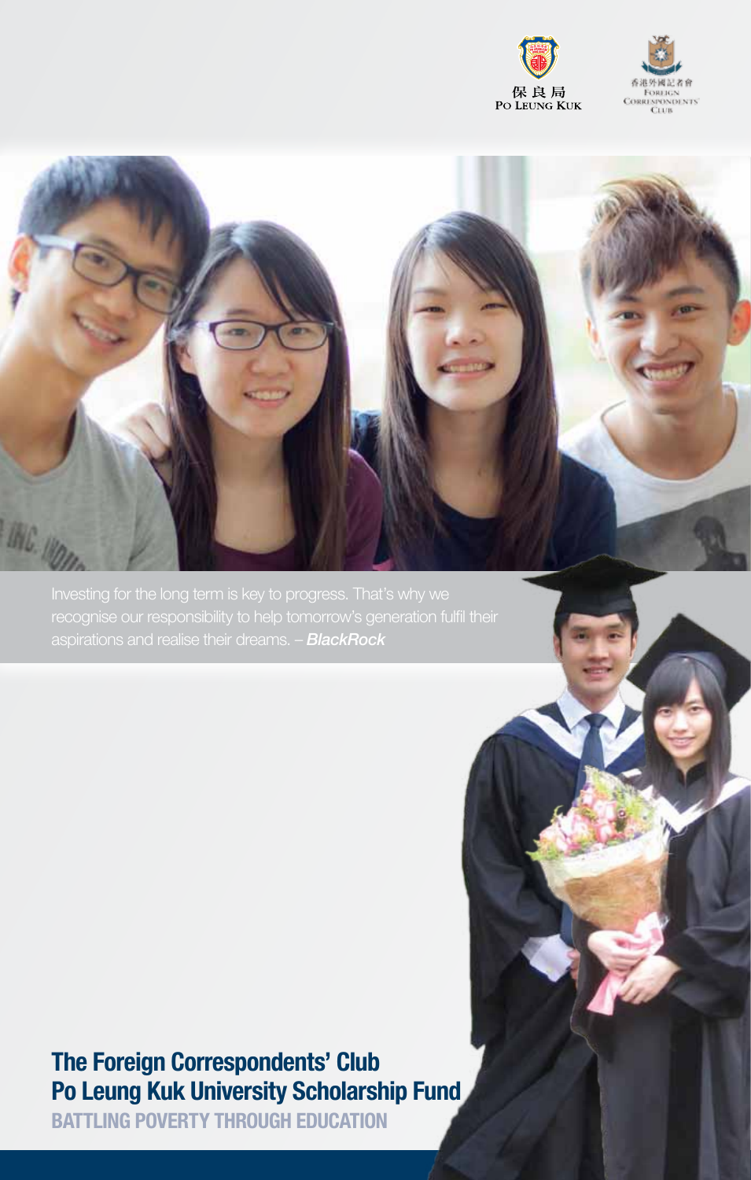保良局
Po Leung Kuk

香港外國記者會
Foreign Correspondents' Club

Investing for the long term is key to progress. That's why we recognise our responsibility to help tomorrow's generation fulfil their aspirations and realise their dreams. – ***BlackRock***

# The Foreign Correspondents' Club Po Leung Kuk University Scholarship Fund

## BATTLING POVERTY THROUGH EDUCATION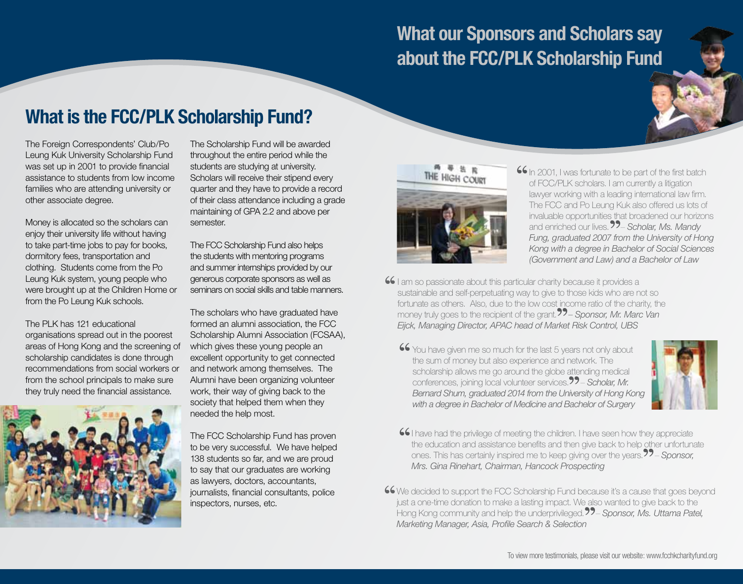## What our Sponsors and Scholars say about the FCC/PLK Scholarship Fund

## What is the FCC/PLK Scholarship Fund?

The Foreign Correspondents' Club/Po Leung Kuk University Scholarship Fund was set up in 2001 to provide financial assistance to students from low income families who are attending university or other associate degree.

Money is allocated so the scholars can enjoy their university life without having to take part-time jobs to pay for books, dormitory fees, transportation and clothing. Students come from the Po Leung Kuk system, young people who were brought up at the Children Home or from the Po Leung Kuk schools.

The PLK has 121 educational organisations spread out in the poorest areas of Hong Kong and the screening of scholarship candidates is done through recommendations from social workers or from the school principals to make sure they truly need the financial assistance.

The Scholarship Fund will be awarded throughout the entire period while the students are studying at university. Scholars will receive their stipend every quarter and they have to provide a record of their class attendance including a grade maintaining of GPA 2.2 and above per semester.

The FCC Scholarship Fund also helps the students with mentoring programs and summer internships provided by our generous corporate sponsors as well as seminars on social skills and table manners.

The scholars who have graduated have formed an alumni association, the FCC Scholarship Alumni Association (FCSAA), which gives these young people an excellent opportunity to get connected and network among themselves. The Alumni have been organizing volunteer work, their way of giving back to the society that helped them when they needed the help most.

The FCC Scholarship Fund has proven to be very successful. We have helped 138 students so far, and we are proud to say that our graduates are working as lawyers, doctors, accountants, journalists, financial consultants, police inspectors, nurses, etc.

"In 2001, I was fortunate to be part of the first batch of FCC/PLK scholars. I am currently a litigation lawyer working with a leading international law firm. The FCC and Po Leung Kuk also offered us lots of invaluable opportunities that broadened our horizons and enriched our lives." – *Scholar, Ms. Mandy Fung, graduated 2007 from the University of Hong Kong with a degree in Bachelor of Social Sciences (Government and Law) and a Bachelor of Law*

"I am so passionate about this particular charity because it provides a sustainable and self-perpetuating way to give to those kids who are not so fortunate as others. Also, due to the low cost income ratio of the charity, the money truly goes to the recipient of the grant." – *Sponsor, Mr. Marc Van Eijck, Managing Director, APAC head of Market Risk Control, UBS*

"You have given me so much for the last 5 years not only about the sum of money but also experience and network. The scholarship allows me go around the globe attending medical conferences, joining local volunteer services." – *Scholar, Mr. Bernard Shum, graduated 2014 from the University of Hong Kong with a degree in Bachelor of Medicine and Bachelor of Surgery*

"I have had the privilege of meeting the children. I have seen how they appreciate the education and assistance benefits and then give back to help other unfortunate ones. This has certainly inspired me to keep giving over the years." – *Sponsor, Mrs. Gina Rinehart, Chairman, Hancock Prospecting*

"We decided to support the FCC Scholarship Fund because it's a cause that goes beyond just a one-time donation to make a lasting impact. We also wanted to give back to the Hong Kong community and help the underprivileged." – *Sponsor, Ms. Uttama Patel, Marketing Manager, Asia, Profile Search & Selection*

To view more testimonials, please visit our website: www.fcchkcharityfund.org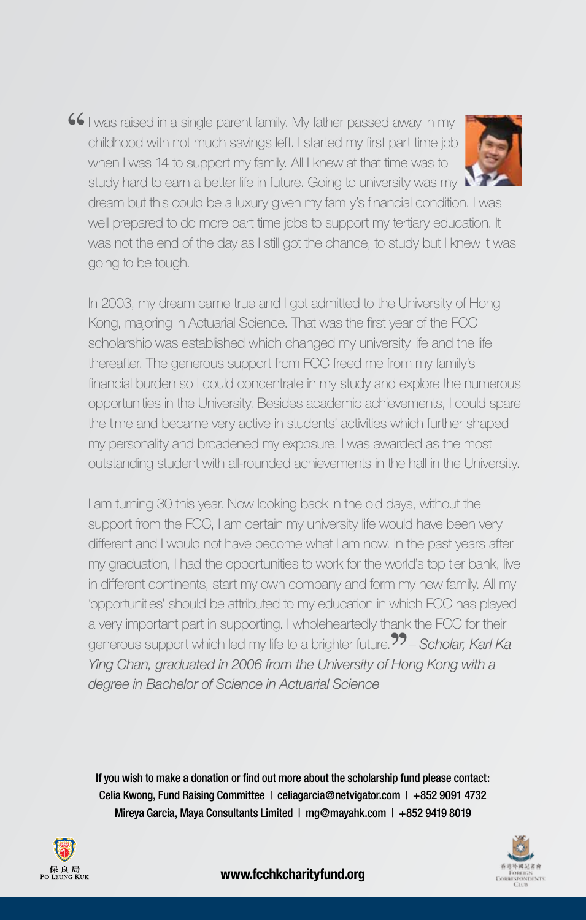“I was raised in a single parent family. My father passed away in my childhood with not much savings left. I started my first part time job when I was 14 to support my family. All I knew at that time was to study hard to earn a better life in future. Going to university was my dream but this could be a luxury given my family's financial condition. I was well prepared to do more part time jobs to support my tertiary education. It was not the end of the day as I still got the chance, to study but I knew it was going to be tough.

In 2003, my dream came true and I got admitted to the University of Hong Kong, majoring in Actuarial Science. That was the first year of the FCC scholarship was established which changed my university life and the life thereafter. The generous support from FCC freed me from my family's financial burden so I could concentrate in my study and explore the numerous opportunities in the University. Besides academic achievements, I could spare the time and became very active in students' activities which further shaped my personality and broadened my exposure. I was awarded as the most outstanding student with all-rounded achievements in the hall in the University.

I am turning 30 this year. Now looking back in the old days, without the support from the FCC, I am certain my university life would have been very different and I would not have become what I am now. In the past years after my graduation, I had the opportunities to work for the world's top tier bank, live in different continents, start my own company and form my new family. All my 'opportunities' should be attributed to my education in which FCC has played a very important part in supporting. I wholeheartedly thank the FCC for their generous support which led my life to a brighter future.” – *Scholar, Karl Ka Ying Chan, graduated in 2006 from the University of Hong Kong with a degree in Bachelor of Science in Actuarial Science*

**If you wish to make a donation or find out more about the scholarship fund please contact:**
**Celia Kwong, Fund Raising Committee | celiagarcia@netvigator.com | +852 9091 4732**
**Mireya Garcia, Maya Consultants Limited | mg@mayahk.com | +852 9419 8019**

保良局 Po Leung Kuk

**www.fcchkcharityfund.org**

香港外國記者會 Foreign Correspondents Club